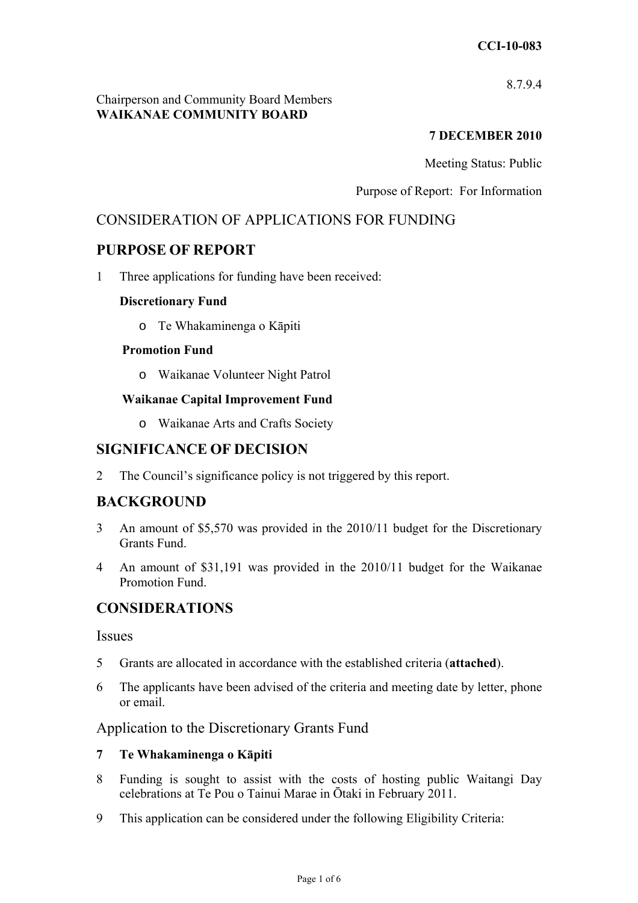**CCI-10-083**

8.7.9.4

Chairperson and Community Board Members
**WAIKANAE COMMUNITY BOARD**

**7 DECEMBER 2010**

Meeting Status: Public

Purpose of Report: For Information

# CONSIDERATION OF APPLICATIONS FOR FUNDING

## PURPOSE OF REPORT

1 Three applications for funding have been received:

**Discretionary Fund**

- Te Whakaminenga o Kāpiti

**Promotion Fund**

- Waikanae Volunteer Night Patrol

**Waikanae Capital Improvement Fund**

- Waikanae Arts and Crafts Society

## SIGNIFICANCE OF DECISION

2 The Council's significance policy is not triggered by this report.

## BACKGROUND

3 An amount of $5,570 was provided in the 2010/11 budget for the Discretionary Grants Fund.

4 An amount of $31,191 was provided in the 2010/11 budget for the Waikanae Promotion Fund.

## CONSIDERATIONS

### Issues

5 Grants are allocated in accordance with the established criteria (**attached**).

6 The applicants have been advised of the criteria and meeting date by letter, phone or email.

### Application to the Discretionary Grants Fund

**7 Te Whakaminenga o Kāpiti**

8 Funding is sought to assist with the costs of hosting public Waitangi Day celebrations at Te Pou o Tainui Marae in Ōtaki in February 2011.

9 This application can be considered under the following Eligibility Criteria: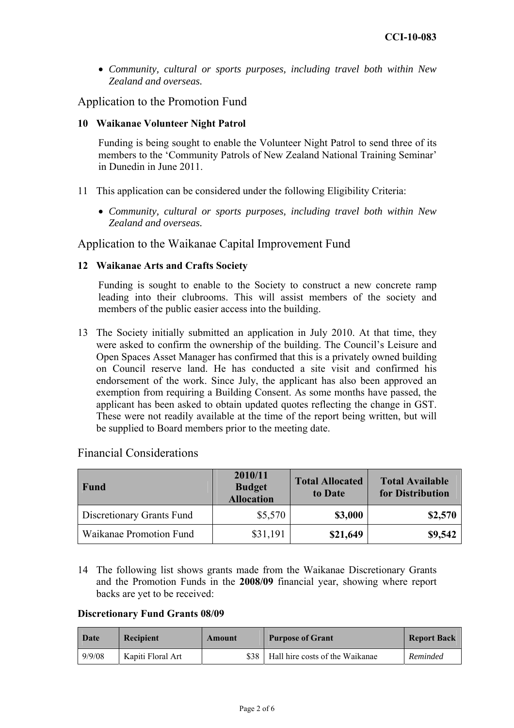- *Community, cultural or sports purposes, including travel both within New Zealand and overseas.*

## Application to the Promotion Fund

**10 Waikanae Volunteer Night Patrol**

Funding is being sought to enable the Volunteer Night Patrol to send three of its members to the 'Community Patrols of New Zealand National Training Seminar' in Dunedin in June 2011.

11 This application can be considered under the following Eligibility Criteria:

- *Community, cultural or sports purposes, including travel both within New Zealand and overseas.*

## Application to the Waikanae Capital Improvement Fund

**12 Waikanae Arts and Crafts Society**

Funding is sought to enable to the Society to construct a new concrete ramp leading into their clubrooms. This will assist members of the society and members of the public easier access into the building.

13 The Society initially submitted an application in July 2010. At that time, they were asked to confirm the ownership of the building. The Council's Leisure and Open Spaces Asset Manager has confirmed that this is a privately owned building on Council reserve land. He has conducted a site visit and confirmed his endorsement of the work. Since July, the applicant has also been approved an exemption from requiring a Building Consent. As some months have passed, the applicant has been asked to obtain updated quotes reflecting the change in GST. These were not readily available at the time of the report being written, but will be supplied to Board members prior to the meeting date.

## Financial Considerations

| Fund | 2010/11 Budget Allocation | Total Allocated to Date | Total Available for Distribution |
|---|---|---|---|
| Discretionary Grants Fund | $5,570 | **$3,000** | **$2,570** |
| Waikanae Promotion Fund | $31,191 | **$21,649** | **$9,542** |

14 The following list shows grants made from the Waikanae Discretionary Grants and the Promotion Funds in the **2008/09** financial year, showing where report backs are yet to be received:

**Discretionary Fund Grants 08/09**

| Date | Recipient | Amount | Purpose of Grant | Report Back |
|---|---|---|---|---|
| 9/9/08 | Kapiti Floral Art | $38 | Hall hire costs of the Waikanae | *Reminded* |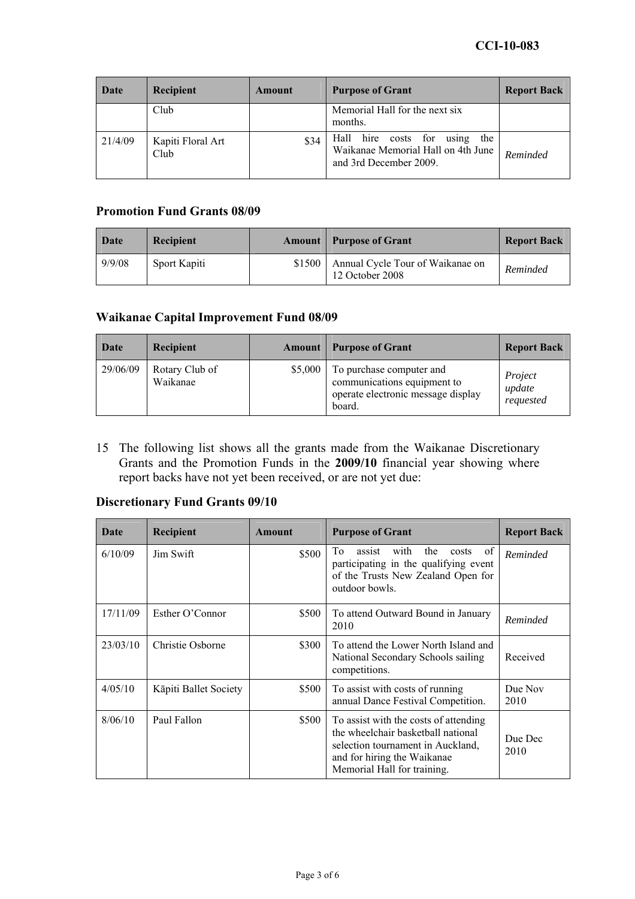| Date | Recipient | Amount | Purpose of Grant | Report Back |
|---|---|---|---|---|
| | Club | | Memorial Hall for the next six months. | |
| 21/4/09 | Kapiti Floral Art Club | $34 | Hall hire costs for using the Waikanae Memorial Hall on 4th June and 3rd December 2009. | *Reminded* |

### Promotion Fund Grants 08/09

| Date | Recipient | Amount | Purpose of Grant | Report Back |
|---|---|---|---|---|
| 9/9/08 | Sport Kapiti | $1500 | Annual Cycle Tour of Waikanae on 12 October 2008 | *Reminded* |

### Waikanae Capital Improvement Fund 08/09

| Date | Recipient | Amount | Purpose of Grant | Report Back |
|---|---|---|---|---|
| 29/06/09 | Rotary Club of Waikanae | $5,000 | To purchase computer and communications equipment to operate electronic message display board. | *Project update requested* |

15 The following list shows all the grants made from the Waikanae Discretionary Grants and the Promotion Funds in the **2009/10** financial year showing where report backs have not yet been received, or are not yet due:

### Discretionary Fund Grants 09/10

| Date | Recipient | Amount | Purpose of Grant | Report Back |
|---|---|---|---|---|
| 6/10/09 | Jim Swift | $500 | To assist with the costs of participating in the qualifying event of the Trusts New Zealand Open for outdoor bowls. | *Reminded* |
| 17/11/09 | Esther O'Connor | $500 | To attend Outward Bound in January 2010 | *Reminded* |
| 23/03/10 | Christie Osborne | $300 | To attend the Lower North Island and National Secondary Schools sailing competitions. | Received |
| 4/05/10 | Kāpiti Ballet Society | $500 | To assist with costs of running annual Dance Festival Competition. | Due Nov 2010 |
| 8/06/10 | Paul Fallon | $500 | To assist with the costs of attending the wheelchair basketball national selection tournament in Auckland, and for hiring the Waikanae Memorial Hall for training. | Due Dec 2010 |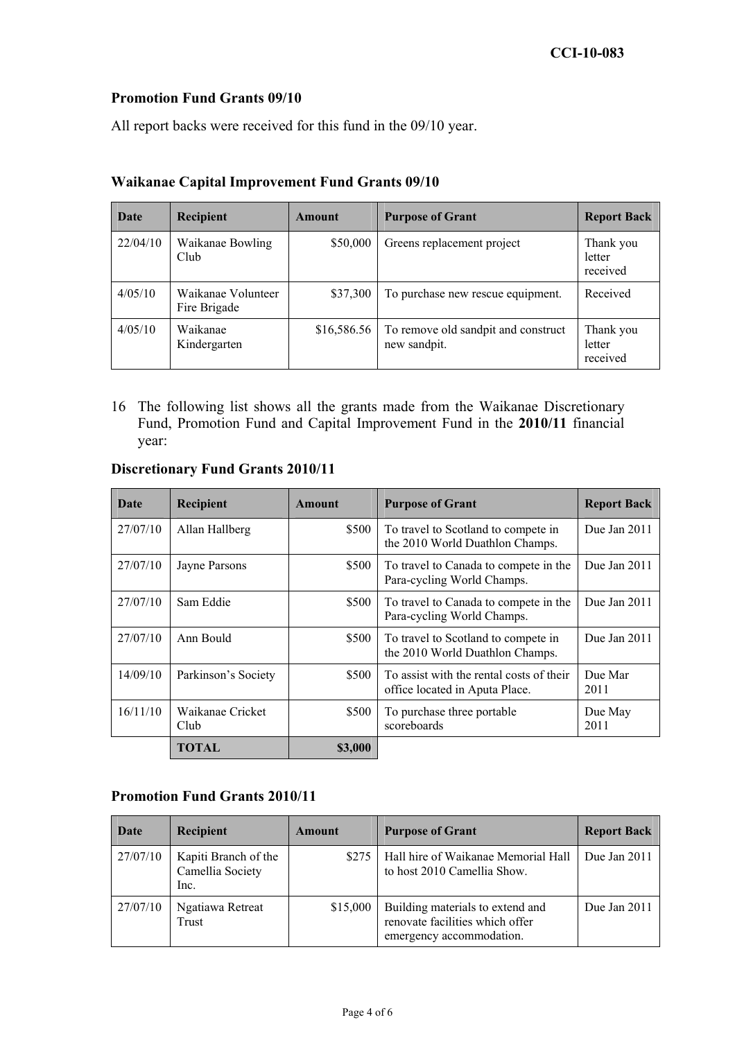### Promotion Fund Grants 09/10

All report backs were received for this fund in the 09/10 year.

### Waikanae Capital Improvement Fund Grants 09/10

| Date | Recipient | Amount | Purpose of Grant | Report Back |
|---|---|---|---|---|
| 22/04/10 | Waikanae Bowling Club | $50,000 | Greens replacement project | Thank you letter received |
| 4/05/10 | Waikanae Volunteer Fire Brigade | $37,300 | To purchase new rescue equipment. | Received |
| 4/05/10 | Waikanae Kindergarten | $16,586.56 | To remove old sandpit and construct new sandpit. | Thank you letter received |

16 The following list shows all the grants made from the Waikanae Discretionary Fund, Promotion Fund and Capital Improvement Fund in the **2010/11** financial year:

### Discretionary Fund Grants 2010/11

| Date | Recipient | Amount | Purpose of Grant | Report Back |
|---|---|---|---|---|
| 27/07/10 | Allan Hallberg | $500 | To travel to Scotland to compete in the 2010 World Duathlon Champs. | Due Jan 2011 |
| 27/07/10 | Jayne Parsons | $500 | To travel to Canada to compete in the Para-cycling World Champs. | Due Jan 2011 |
| 27/07/10 | Sam Eddie | $500 | To travel to Canada to compete in the Para-cycling World Champs. | Due Jan 2011 |
| 27/07/10 | Ann Bould | $500 | To travel to Scotland to compete in the 2010 World Duathlon Champs. | Due Jan 2011 |
| 14/09/10 | Parkinson's Society | $500 | To assist with the rental costs of their office located in Aputa Place. | Due Mar 2011 |
| 16/11/10 | Waikanae Cricket Club | $500 | To purchase three portable scoreboards | Due May 2011 |
| | **TOTAL** | **$3,000** | | |

### Promotion Fund Grants 2010/11

| Date | Recipient | Amount | Purpose of Grant | Report Back |
|---|---|---|---|---|
| 27/07/10 | Kapiti Branch of the Camellia Society Inc. | $275 | Hall hire of Waikanae Memorial Hall to host 2010 Camellia Show. | Due Jan 2011 |
| 27/07/10 | Ngatiawa Retreat Trust | $15,000 | Building materials to extend and renovate facilities which offer emergency accommodation. | Due Jan 2011 |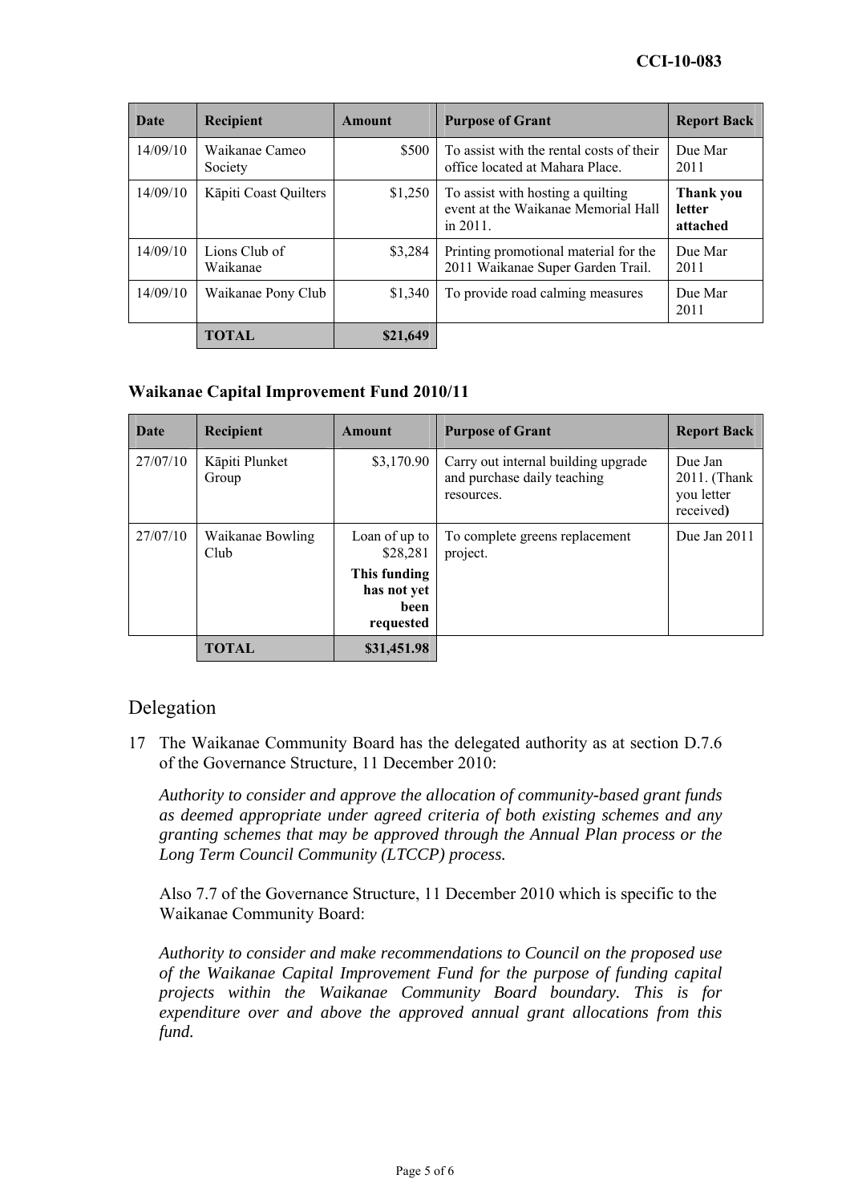| Date | Recipient | Amount | Purpose of Grant | Report Back |
|---|---|---|---|---|
| 14/09/10 | Waikanae Cameo Society | \$500 | To assist with the rental costs of their office located at Mahara Place. | Due Mar 2011 |
| 14/09/10 | Kāpiti Coast Quilters | \$1,250 | To assist with hosting a quilting event at the Waikanae Memorial Hall in 2011. | **Thank you letter attached** |
| 14/09/10 | Lions Club of Waikanae | \$3,284 | Printing promotional material for the 2011 Waikanae Super Garden Trail. | Due Mar 2011 |
| 14/09/10 | Waikanae Pony Club | \$1,340 | To provide road calming measures | Due Mar 2011 |
| | **TOTAL** | **\$21,649** | | |

### Waikanae Capital Improvement Fund 2010/11

| Date | Recipient | Amount | Purpose of Grant | Report Back |
|---|---|---|---|---|
| 27/07/10 | Kāpiti Plunket Group | \$3,170.90 | Carry out internal building upgrade and purchase daily teaching resources. | Due Jan 2011. (Thank you letter received**)** |
| 27/07/10 | Waikanae Bowling Club | Loan of up to \$28,281 **This funding has not yet been requested** | To complete greens replacement project. | Due Jan 2011 |
| | **TOTAL** | **\$31,451.98** | | |

## Delegation

17 The Waikanae Community Board has the delegated authority as at section D.7.6 of the Governance Structure, 11 December 2010:

*Authority to consider and approve the allocation of community-based grant funds as deemed appropriate under agreed criteria of both existing schemes and any granting schemes that may be approved through the Annual Plan process or the Long Term Council Community (LTCCP) process.*

Also 7.7 of the Governance Structure, 11 December 2010 which is specific to the Waikanae Community Board:

*Authority to consider and make recommendations to Council on the proposed use of the Waikanae Capital Improvement Fund for the purpose of funding capital projects within the Waikanae Community Board boundary. This is for expenditure over and above the approved annual grant allocations from this fund.*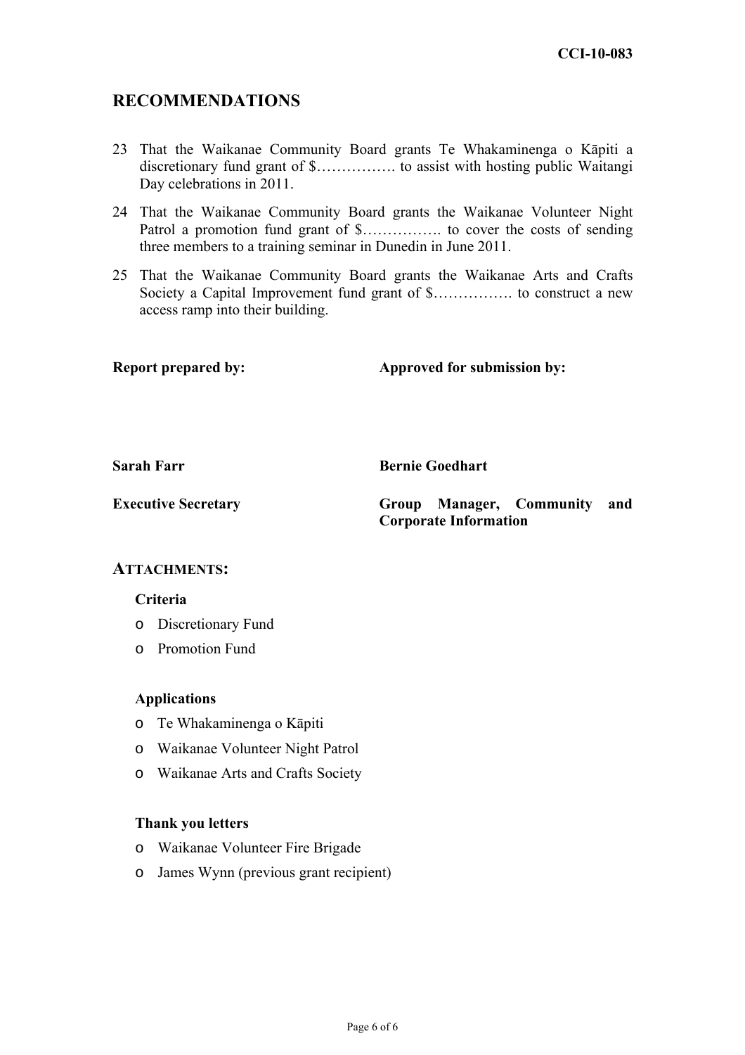CCI-10-083

## RECOMMENDATIONS

23 That the Waikanae Community Board grants Te Whakaminenga o Kāpiti a discretionary fund grant of $……………. to assist with hosting public Waitangi Day celebrations in 2011.

24 That the Waikanae Community Board grants the Waikanae Volunteer Night Patrol a promotion fund grant of $……………. to cover the costs of sending three members to a training seminar in Dunedin in June 2011.

25 That the Waikanae Community Board grants the Waikanae Arts and Crafts Society a Capital Improvement fund grant of $……………. to construct a new access ramp into their building.

| **Report prepared by:** | **Approved for submission by:** |
|---|---|
| **Sarah Farr** | **Bernie Goedhart** |
| **Executive Secretary** | **Group Manager, Community and Corporate Information** |

### ATTACHMENTS:

**Criteria**

- Discretionary Fund
- Promotion Fund

**Applications**

- Te Whakaminenga o Kāpiti
- Waikanae Volunteer Night Patrol
- Waikanae Arts and Crafts Society

**Thank you letters**

- Waikanae Volunteer Fire Brigade
- James Wynn (previous grant recipient)